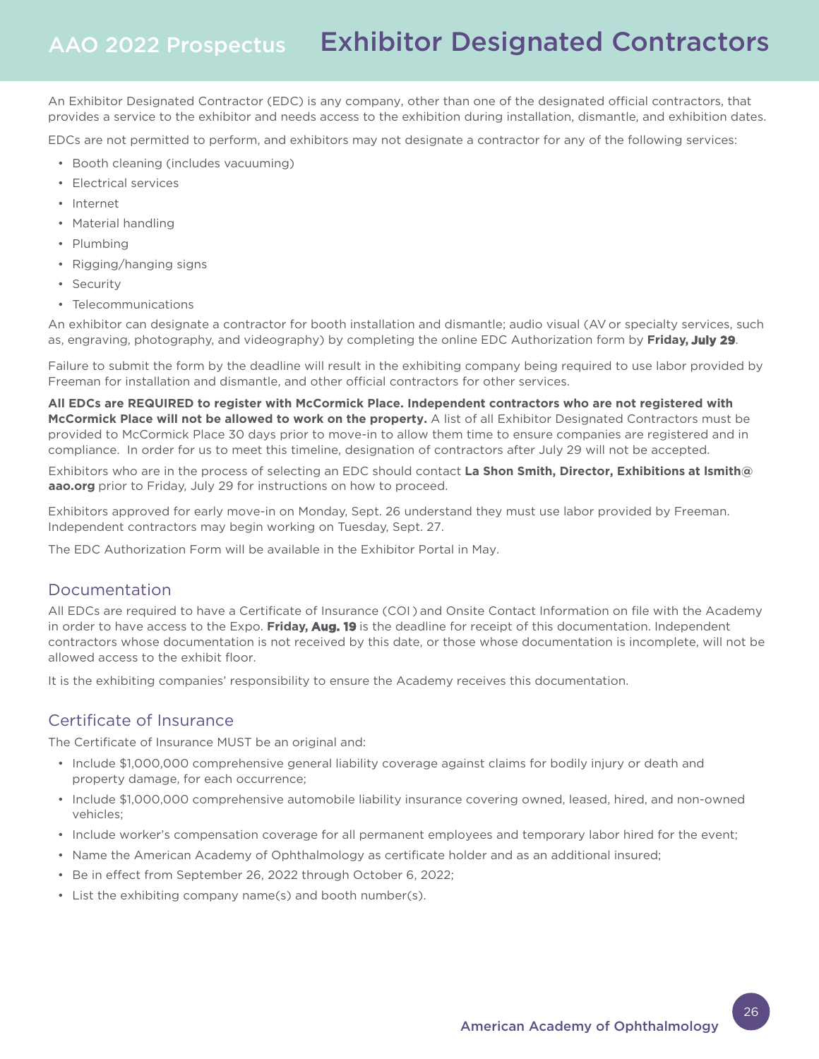# Exhibitor Designated Contractors

An Exhibitor Designated Contractor (EDC) is any company, other than one of the designated official contractors, that provides a service to the exhibitor and needs access to the exhibition during installation, dismantle, and exhibition dates.

EDCs are not permitted to perform, and exhibitors may not designate a contractor for any of the following services:

- Booth cleaning (includes vacuuming)
- Electrical services
- Internet
- Material handling
- Plumbing
- Rigging/hanging signs
- Security
- Telecommunications

An exhibitor can designate a contractor for booth installation and dismantle; audio visual (AV or specialty services, such as, engraving, photography, and videography) by completing the online EDC Authorization form by **Friday, July 29**.

Failure to submit the form by the deadline will result in the exhibiting company being required to use labor provided by Freeman for installation and dismantle, and other official contractors for other services.

**All EDCs are REQUIRED to register with McCormick Place. Independent contractors who are not registered with McCormick Place will not be allowed to work on the property.** A list of all Exhibitor Designated Contractors must be provided to McCormick Place 30 days prior to move-in to allow them time to ensure companies are registered and in compliance. In order for us to meet this timeline, designation of contractors after July 29 will not be accepted.

Exhibitors who are in the process of selecting an EDC should contact **La Shon Smith, Director, Exhibitions at lsmith@aao.org** prior to Friday, July 29 for instructions on how to proceed.

Exhibitors approved for early move-in on Monday, Sept. 26 understand they must use labor provided by Freeman. Independent contractors may begin working on Tuesday, Sept. 27.

The EDC Authorization Form will be available in the Exhibitor Portal in May.

## Documentation

All EDCs are required to have a Certificate of Insurance (COI) and Onsite Contact Information on file with the Academy in order to have access to the Expo. **Friday, Aug. 19** is the deadline for receipt of this documentation. Independent contractors whose documentation is not received by this date, or those whose documentation is incomplete, will not be allowed access to the exhibit floor.

It is the exhibiting companies' responsibility to ensure the Academy receives this documentation.

## Certificate of Insurance

The Certificate of Insurance MUST be an original and:

- Include $1,000,000 comprehensive general liability coverage against claims for bodily injury or death and property damage, for each occurrence;
- Include $1,000,000 comprehensive automobile liability insurance covering owned, leased, hired, and non-owned vehicles;
- Include worker's compensation coverage for all permanent employees and temporary labor hired for the event;
- Name the American Academy of Ophthalmology as certificate holder and as an additional insured;
- Be in effect from September 26, 2022 through October 6, 2022;
- List the exhibiting company name(s) and booth number(s).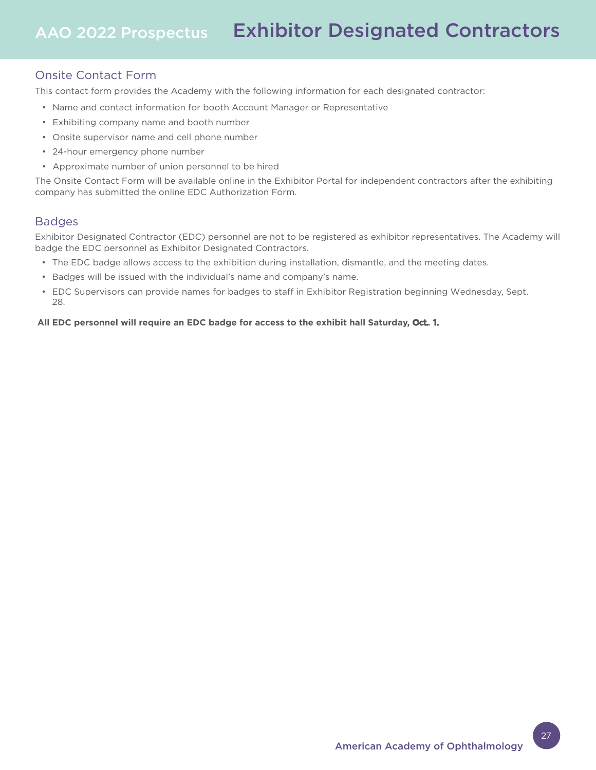## Onsite Contact Form

This contact form provides the Academy with the following information for each designated contractor:

- Name and contact information for booth Account Manager or Representative
- Exhibiting company name and booth number
- Onsite supervisor name and cell phone number
- 24-hour emergency phone number
- Approximate number of union personnel to be hired

The Onsite Contact Form will be available online in the Exhibitor Portal for independent contractors after the exhibiting company has submitted the online EDC Authorization Form.

## Badges

Exhibitor Designated Contractor (EDC) personnel are not to be registered as exhibitor representatives. The Academy will badge the EDC personnel as Exhibitor Designated Contractors.

- The EDC badge allows access to the exhibition during installation, dismantle, and the meeting dates.
- Badges will be issued with the individual's name and company's name.
- EDC Supervisors can provide names for badges to staff in Exhibitor Registration beginning Wednesday, Sept. 28.

**All EDC personnel will require an EDC badge for access to the exhibit hall Saturday, Oct. 1.**